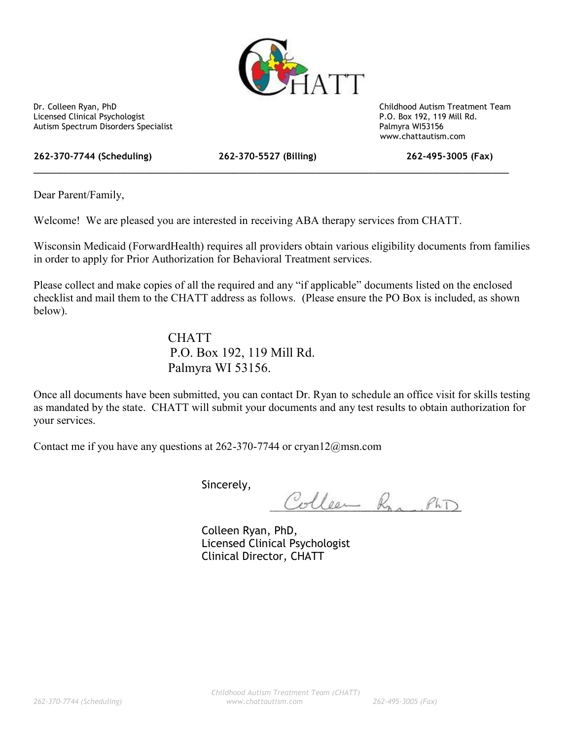CHATT

Dr. Colleen Ryan, PhD
Licensed Clinical Psychologist
Autism Spectrum Disorders Specialist

Childhood Autism Treatment Team
P.O. Box 192, 119 Mill Rd.
Palmyra WI53156
www.chattautism.com

**262-370-7744 (Scheduling)** **262-370-5527 (Billing)** **262-495-3005 (Fax)**

---

Dear Parent/Family,

Welcome! We are pleased you are interested in receiving ABA therapy services from CHATT.

Wisconsin Medicaid (ForwardHealth) requires all providers obtain various eligibility documents from families in order to apply for Prior Authorization for Behavioral Treatment services.

Please collect and make copies of all the required and any "if applicable" documents listed on the enclosed checklist and mail them to the CHATT address as follows. (Please ensure the PO Box is included, as shown below).

CHATT
P.O. Box 192, 119 Mill Rd.
Palmyra WI 53156.

Once all documents have been submitted, you can contact Dr. Ryan to schedule an office visit for skills testing as mandated by the state. CHATT will submit your documents and any test results to obtain authorization for your services.

Contact me if you have any questions at 262-370-7744 or cryan12@msn.com

Sincerely,

Colleen Ryan, PhD

Colleen Ryan, PhD,
Licensed Clinical Psychologist
Clinical Director, CHATT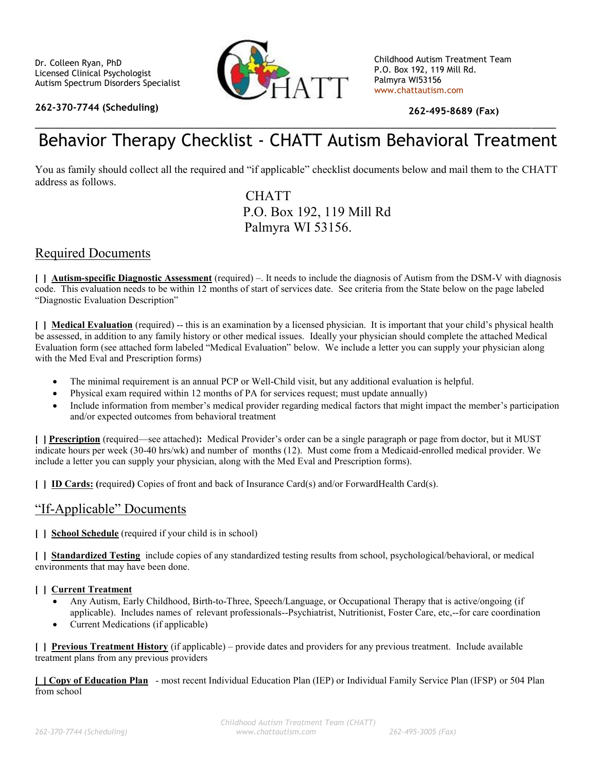Dr. Colleen Ryan, PhD
Licensed Clinical Psychologist
Autism Spectrum Disorders Specialist

**262-370-7744 (Scheduling)**

Childhood Autism Treatment Team
P.O. Box 192, 119 Mill Rd.
Palmyra WI53156
www.chattautism.com

**262-495-8689 (Fax)**

# Behavior Therapy Checklist - CHATT Autism Behavioral Treatment

You as family should collect all the required and "if applicable" checklist documents below and mail them to the CHATT address as follows.

CHATT
P.O. Box 192, 119 Mill Rd
Palmyra WI 53156.

## Required Documents

**[ ] Autism-specific Diagnostic Assessment** (required) –. It needs to include the diagnosis of Autism from the DSM-V with diagnosis code. This evaluation needs to be within 12 months of start of services date. See criteria from the State below on the page labeled "Diagnostic Evaluation Description"

**[ ] Medical Evaluation** (required) -- this is an examination by a licensed physician. It is important that your child's physical health be assessed, in addition to any family history or other medical issues. Ideally your physician should complete the attached Medical Evaluation form (see attached form labeled "Medical Evaluation" below. We include a letter you can supply your physician along with the Med Eval and Prescription forms)

- The minimal requirement is an annual PCP or Well-Child visit, but any additional evaluation is helpful.
- Physical exam required within 12 months of PA for services request; must update annually)
- Include information from member's medical provider regarding medical factors that might impact the member's participation and/or expected outcomes from behavioral treatment

**[ ] Prescription** (required—see attached)**:** Medical Provider's order can be a single paragraph or page from doctor, but it MUST indicate hours per week (30-40 hrs/wk) and number of months (12). Must come from a Medicaid-enrolled medical provider. We include a letter you can supply your physician, along with the Med Eval and Prescription forms).

**[ ] ID Cards: (**required**)** Copies of front and back of Insurance Card(s) and/or ForwardHealth Card(s).

## "If-Applicable" Documents

**[ ] School Schedule** (required if your child is in school)

**[ ] Standardized Testing** include copies of any standardized testing results from school, psychological/behavioral, or medical environments that may have been done.

**[ ] Current Treatment**

- Any Autism, Early Childhood, Birth-to-Three, Speech/Language, or Occupational Therapy that is active/ongoing (if applicable). Includes names of relevant professionals--Psychiatrist, Nutritionist, Foster Care, etc,--for care coordination
- Current Medications (if applicable)

**[ ] Previous Treatment History** (if applicable) – provide dates and providers for any previous treatment. Include available treatment plans from any previous providers

**[ ] Copy of Education Plan** - most recent Individual Education Plan (IEP) or Individual Family Service Plan (IFSP) or 504 Plan from school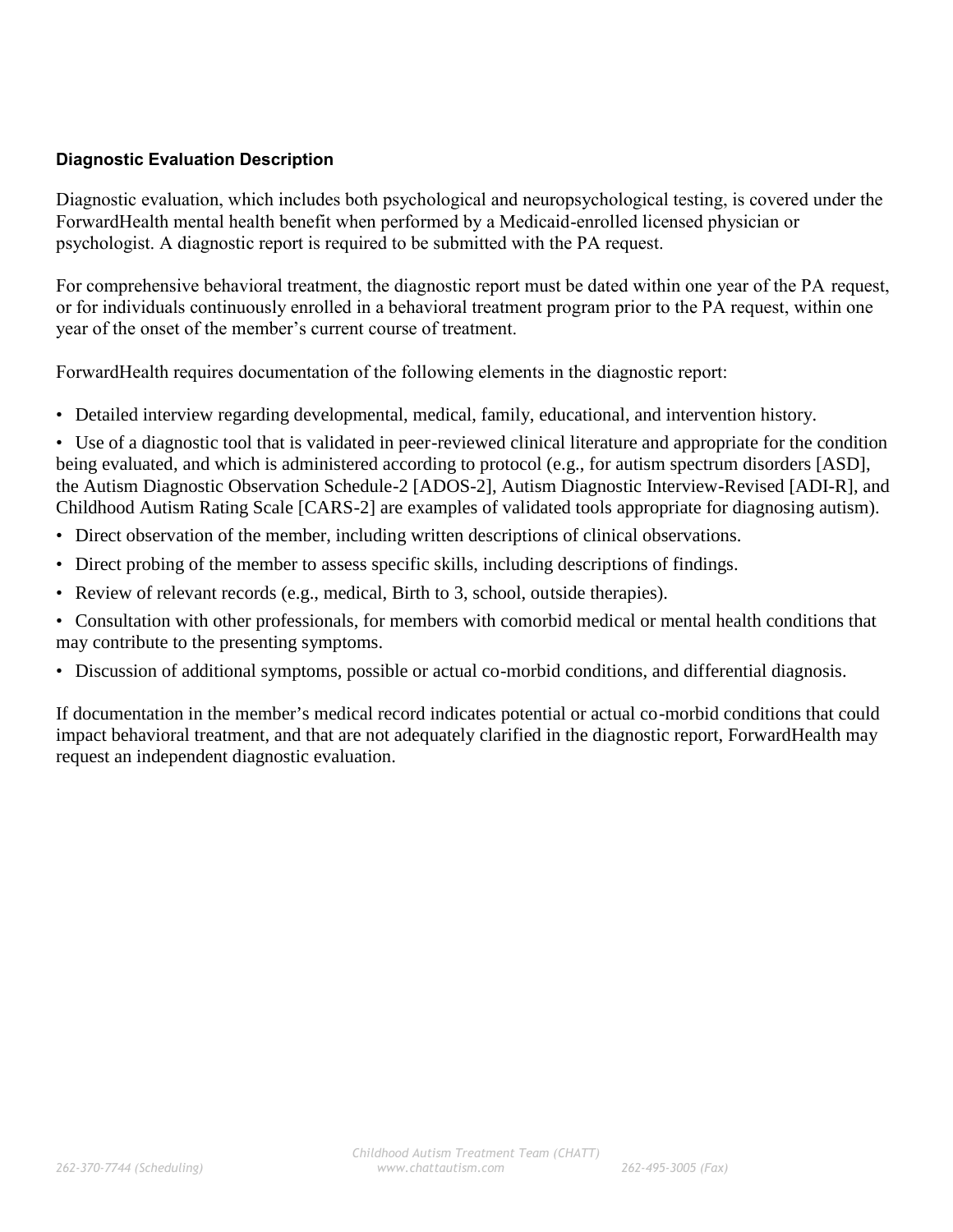### Diagnostic Evaluation Description

Diagnostic evaluation, which includes both psychological and neuropsychological testing, is covered under the ForwardHealth mental health benefit when performed by a Medicaid-enrolled licensed physician or psychologist. A diagnostic report is required to be submitted with the PA request.

For comprehensive behavioral treatment, the diagnostic report must be dated within one year of the PA request, or for individuals continuously enrolled in a behavioral treatment program prior to the PA request, within one year of the onset of the member's current course of treatment.

ForwardHealth requires documentation of the following elements in the diagnostic report:

- Detailed interview regarding developmental, medical, family, educational, and intervention history.
- Use of a diagnostic tool that is validated in peer-reviewed clinical literature and appropriate for the condition being evaluated, and which is administered according to protocol (e.g., for autism spectrum disorders [ASD], the Autism Diagnostic Observation Schedule-2 [ADOS-2], Autism Diagnostic Interview-Revised [ADI-R], and Childhood Autism Rating Scale [CARS-2] are examples of validated tools appropriate for diagnosing autism).
- Direct observation of the member, including written descriptions of clinical observations.
- Direct probing of the member to assess specific skills, including descriptions of findings.
- Review of relevant records (e.g., medical, Birth to 3, school, outside therapies).
- Consultation with other professionals, for members with comorbid medical or mental health conditions that may contribute to the presenting symptoms.
- Discussion of additional symptoms, possible or actual co-morbid conditions, and differential diagnosis.

If documentation in the member's medical record indicates potential or actual co-morbid conditions that could impact behavioral treatment, and that are not adequately clarified in the diagnostic report, ForwardHealth may request an independent diagnostic evaluation.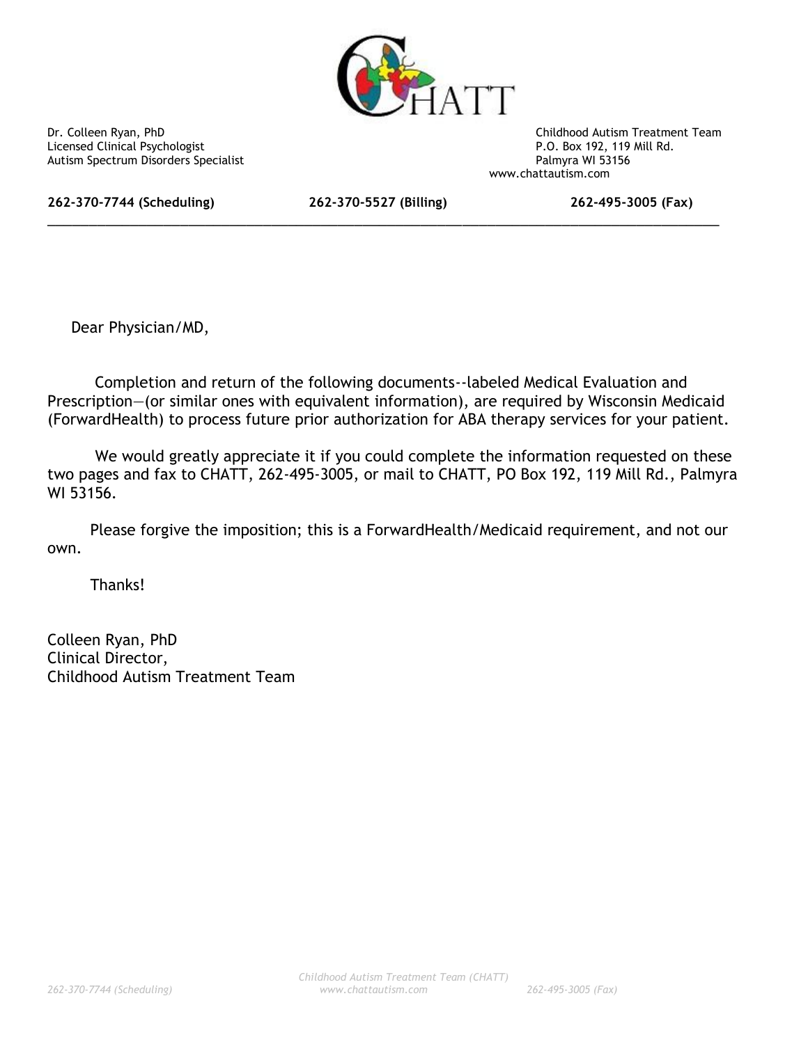CHATT

Dr. Colleen Ryan, PhD
Licensed Clinical Psychologist
Autism Spectrum Disorders Specialist

Childhood Autism Treatment Team
P.O. Box 192, 119 Mill Rd.
Palmyra WI 53156
www.chattautism.com

**262-370-7744 (Scheduling)** **262-370-5527 (Billing)** **262-495-3005 (Fax)**

---

Dear Physician/MD,

Completion and return of the following documents--labeled Medical Evaluation and Prescription—(or similar ones with equivalent information), are required by Wisconsin Medicaid (ForwardHealth) to process future prior authorization for ABA therapy services for your patient.

We would greatly appreciate it if you could complete the information requested on these two pages and fax to CHATT, 262-495-3005, or mail to CHATT, PO Box 192, 119 Mill Rd., Palmyra WI 53156.

Please forgive the imposition; this is a ForwardHealth/Medicaid requirement, and not our own.

Thanks!

Colleen Ryan, PhD
Clinical Director,
Childhood Autism Treatment Team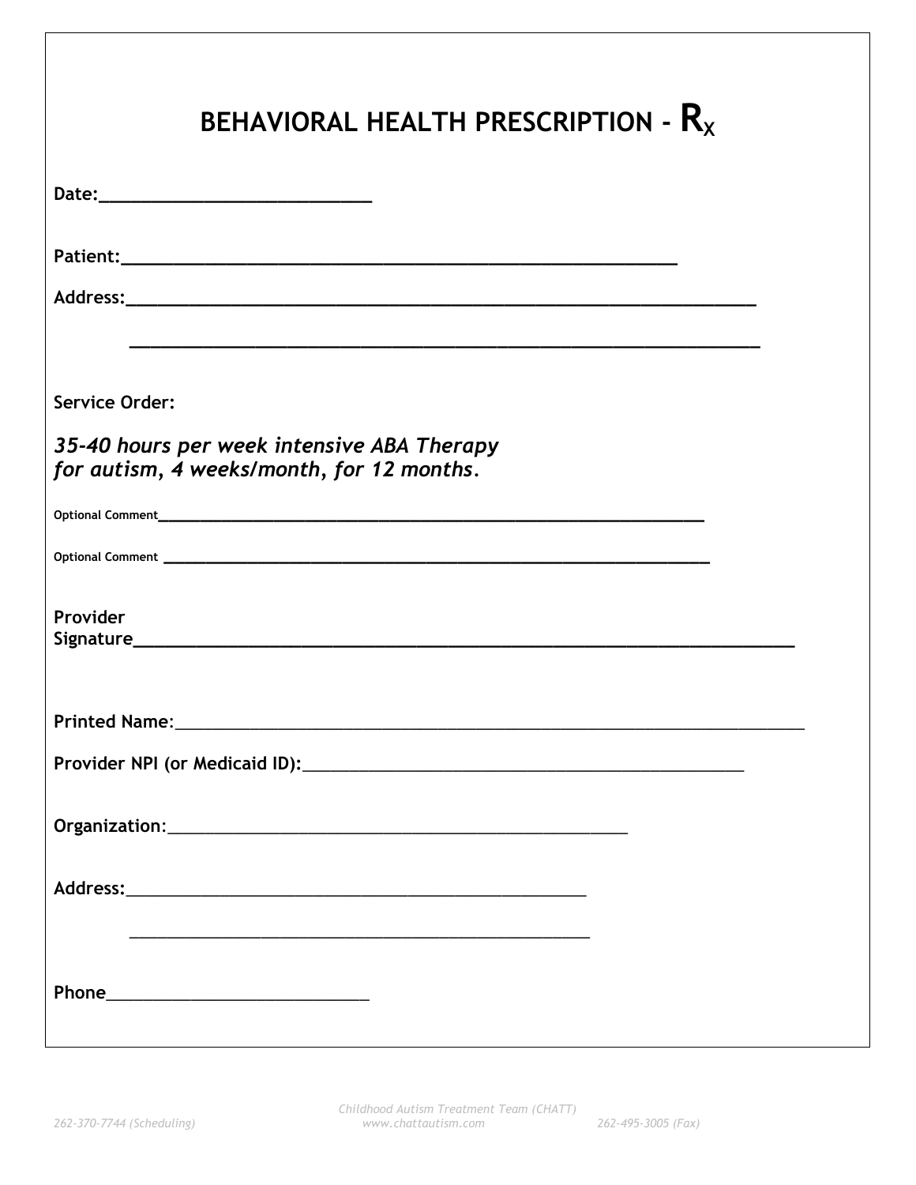# BEHAVIORAL HEALTH PRESCRIPTION - $R_X$

**Date:**___________________________

**Patient:**_______________________________________________________

**Address:**_____________________________________________________________

_____________________________________________________________

**Service Order:**

***35-40 hours per week intensive ABA Therapy for autism, 4 weeks/month, for 12 months.***

**Optional Comment**_____________________________________________________________

**Optional Comment** _____________________________________________________________

**Provider Signature**_____________________________________________________________

**Printed Name:**_____________________________________________________________

**Provider NPI (or Medicaid ID):**_____________________________________________

**Organization:**_____________________________________________

**Address:**_____________________________________________

_____________________________________________

**Phone**___________________________

262-370-7744 (Scheduling)

Childhood Autism Treatment Team (CHATT)
www.chattautism.com

262-495-3005 (Fax)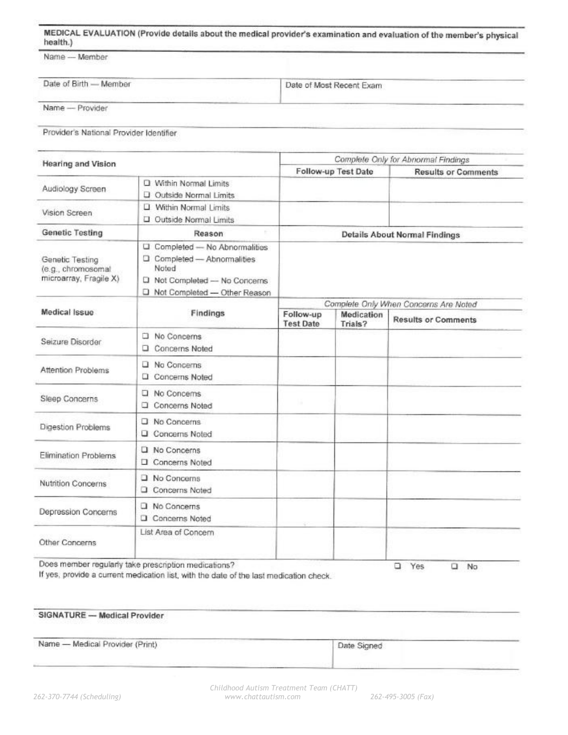**MEDICAL EVALUATION (Provide details about the medical provider's examination and evaluation of the member's physical health.)**

Name — Member

Date of Birth — Member | Date of Most Recent Exam

Name — Provider

Provider's National Provider Identifier

| **Hearing and Vision** | | *Complete Only for Abnormal Findings* | |
|---|---|---|---|
| | | **Follow-up Test Date** | **Results or Comments** |
| Audiology Screen | ☐ Within Normal Limits<br>☐ Outside Normal Limits | | |
| Vision Screen | ☐ Within Normal Limits<br>☐ Outside Normal Limits | | |

| **Genetic Testing** | **Reason** | **Details About Normal Findings** |
|---|---|---|
| Genetic Testing (e.g., chromosomal microarray, Fragile X) | ☐ Completed — No Abnormalities<br>☐ Completed — Abnormalities Noted<br>☐ Not Completed — No Concerns<br>☐ Not Completed — Other Reason | |

| **Medical Issue** | **Findings** | *Complete Only When Concerns Are Noted* | | |
|---|---|---|---|---|
| | | **Follow-up Test Date** | **Medication Trials?** | **Results or Comments** |
| Seizure Disorder | ☐ No Concerns<br>☐ Concerns Noted | | | |
| Attention Problems | ☐ No Concerns<br>☐ Concerns Noted | | | |
| Sleep Concerns | ☐ No Concerns<br>☐ Concerns Noted | | | |
| Digestion Problems | ☐ No Concerns<br>☐ Concerns Noted | | | |
| Elimination Problems | ☐ No Concerns<br>☐ Concerns Noted | | | |
| Nutrition Concerns | ☐ No Concerns<br>☐ Concerns Noted | | | |
| Depression Concerns | ☐ No Concerns<br>☐ Concerns Noted | | | |
| Other Concerns | List Area of Concern | | | |

Does member regularly take prescription medications? ☐ Yes ☐ No

If yes, provide a current medication list, with the date of the last medication check.

**SIGNATURE — Medical Provider**

Name — Medical Provider (Print) | Date Signed

*Childhood Autism Treatment Team (CHATT)*

*262-370-7744 (Scheduling)* *www.chattautism.com* *262-495-3005 (Fax)*